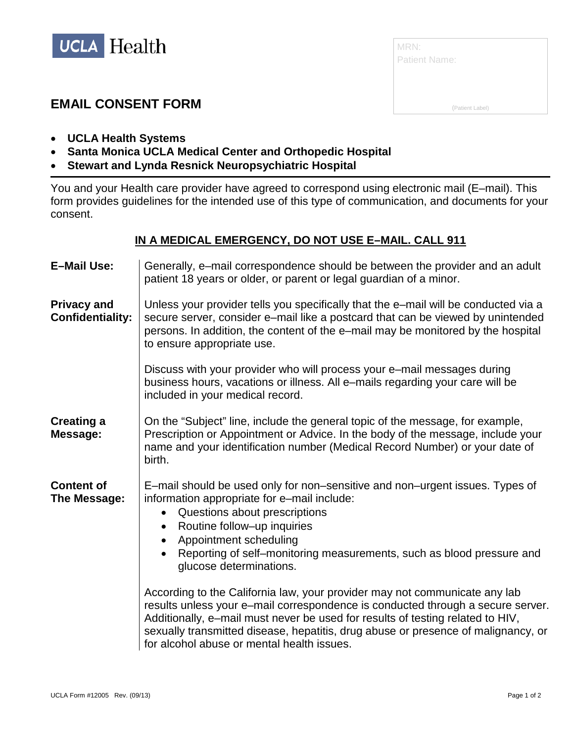UCLA Health

MRN:
Patient Name:

(Patient Label)

# EMAIL CONSENT FORM

- **UCLA Health Systems**
- **Santa Monica UCLA Medical Center and Orthopedic Hospital**
- **Stewart and Lynda Resnick Neuropsychiatric Hospital**

---

You and your Health care provider have agreed to correspond using electronic mail (E–mail). This form provides guidelines for the intended use of this type of communication, and documents for your consent.

**<u>IN A MEDICAL EMERGENCY, DO NOT USE E–MAIL. CALL 911</u>**

**E–Mail Use:** Generally, e–mail correspondence should be between the provider and an adult patient 18 years or older, or parent or legal guardian of a minor.

**Privacy and Confidentiality:** Unless your provider tells you specifically that the e–mail will be conducted via a secure server, consider e–mail like a postcard that can be viewed by unintended persons. In addition, the content of the e–mail may be monitored by the hospital to ensure appropriate use.

Discuss with your provider who will process your e–mail messages during business hours, vacations or illness. All e–mails regarding your care will be included in your medical record.

**Creating a Message:** On the "Subject" line, include the general topic of the message, for example, Prescription or Appointment or Advice. In the body of the message, include your name and your identification number (Medical Record Number) or your date of birth.

**Content of The Message:** E–mail should be used only for non–sensitive and non–urgent issues. Types of information appropriate for e–mail include:

- Questions about prescriptions
- Routine follow–up inquiries
- Appointment scheduling
- Reporting of self–monitoring measurements, such as blood pressure and glucose determinations.

According to the California law, your provider may not communicate any lab results unless your e–mail correspondence is conducted through a secure server. Additionally, e–mail must never be used for results of testing related to HIV, sexually transmitted disease, hepatitis, drug abuse or presence of malignancy, or for alcohol abuse or mental health issues.

UCLA Form #12005 Rev. (09/13)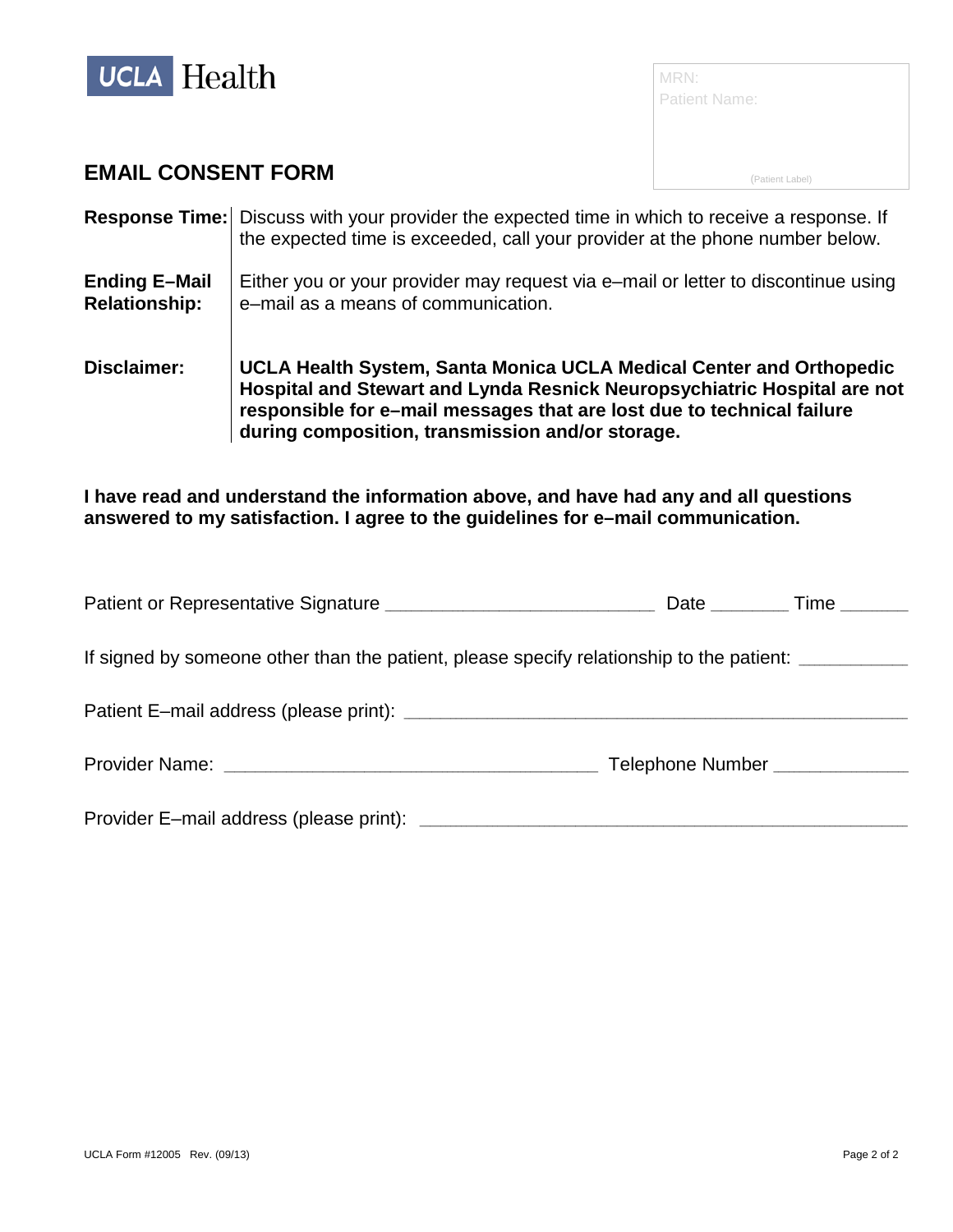UCLA Health

MRN:
Patient Name:

(Patient Label)

## EMAIL CONSENT FORM

| | |
|---|---|
| **Response Time:** | Discuss with your provider the expected time in which to receive a response. If the expected time is exceeded, call your provider at the phone number below. |
| **Ending E–Mail Relationship:** | Either you or your provider may request via e–mail or letter to discontinue using e–mail as a means of communication. |
| **Disclaimer:** | **UCLA Health System, Santa Monica UCLA Medical Center and Orthopedic Hospital and Stewart and Lynda Resnick Neuropsychiatric Hospital are not responsible for e–mail messages that are lost due to technical failure during composition, transmission and/or storage.** |

**I have read and understand the information above, and have had any and all questions answered to my satisfaction. I agree to the guidelines for e–mail communication.**

Patient or Representative Signature ___________________________ Date ________ Time _______

If signed by someone other than the patient, please specify relationship to the patient: ___________

Patient E–mail address (please print): ____________________________________________________

Provider Name: _____________________________________ Telephone Number _____________

Provider E–mail address (please print): _________________________________________________

UCLA Form #12005 Rev. (09/13)